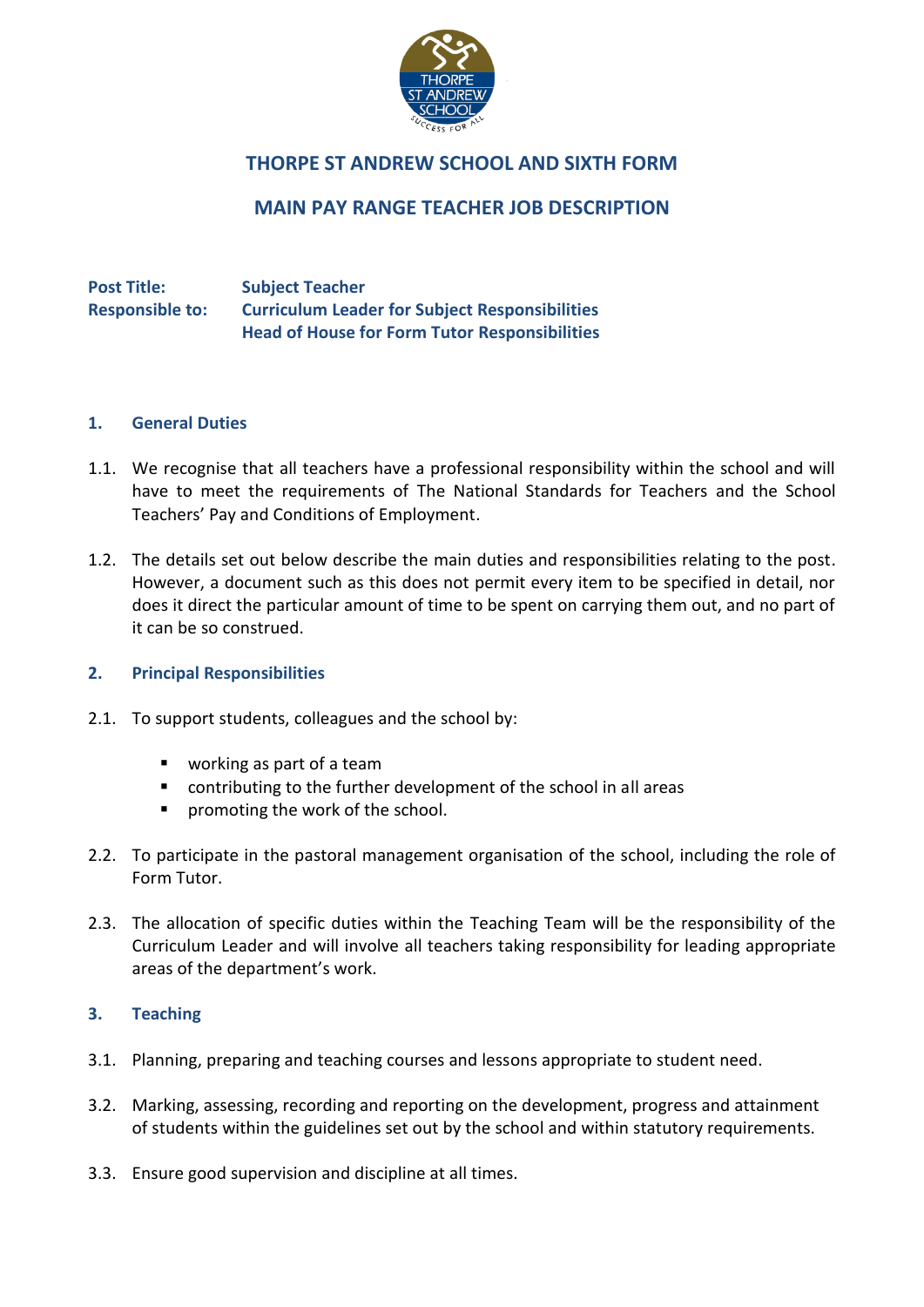# THORPE ST ANDREW SCHOOL AND SIXTH FORM

## MAIN PAY RANGE TEACHER JOB DESCRIPTION

**Post Title:** **Subject Teacher**
**Responsible to:** **Curriculum Leader for Subject Responsibilities**
**Head of House for Form Tutor Responsibilities**

### 1. General Duties

1.1. We recognise that all teachers have a professional responsibility within the school and will have to meet the requirements of The National Standards for Teachers and the School Teachers' Pay and Conditions of Employment.

1.2. The details set out below describe the main duties and responsibilities relating to the post. However, a document such as this does not permit every item to be specified in detail, nor does it direct the particular amount of time to be spent on carrying them out, and no part of it can be so construed.

### 2. Principal Responsibilities

2.1. To support students, colleagues and the school by:

- working as part of a team
- contributing to the further development of the school in all areas
- promoting the work of the school.

2.2. To participate in the pastoral management organisation of the school, including the role of Form Tutor.

2.3. The allocation of specific duties within the Teaching Team will be the responsibility of the Curriculum Leader and will involve all teachers taking responsibility for leading appropriate areas of the department's work.

### 3. Teaching

3.1. Planning, preparing and teaching courses and lessons appropriate to student need.

3.2. Marking, assessing, recording and reporting on the development, progress and attainment of students within the guidelines set out by the school and within statutory requirements.

3.3. Ensure good supervision and discipline at all times.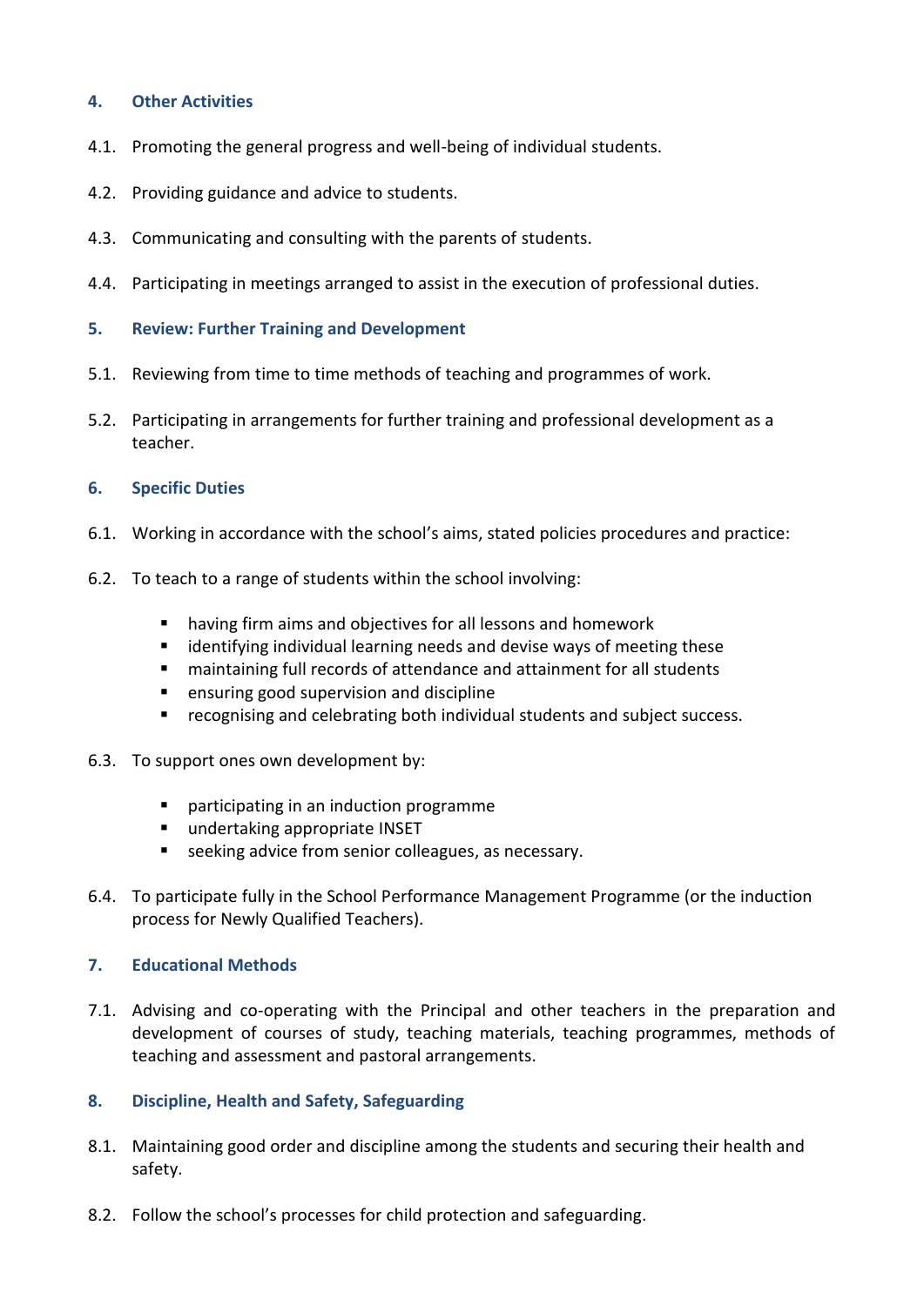## 4. Other Activities

4.1. Promoting the general progress and well-being of individual students.

4.2. Providing guidance and advice to students.

4.3. Communicating and consulting with the parents of students.

4.4. Participating in meetings arranged to assist in the execution of professional duties.

## 5. Review: Further Training and Development

5.1. Reviewing from time to time methods of teaching and programmes of work.

5.2. Participating in arrangements for further training and professional development as a teacher.

## 6. Specific Duties

6.1. Working in accordance with the school's aims, stated policies procedures and practice:

6.2. To teach to a range of students within the school involving:

- having firm aims and objectives for all lessons and homework
- identifying individual learning needs and devise ways of meeting these
- maintaining full records of attendance and attainment for all students
- ensuring good supervision and discipline
- recognising and celebrating both individual students and subject success.

6.3. To support ones own development by:

- participating in an induction programme
- undertaking appropriate INSET
- seeking advice from senior colleagues, as necessary.

6.4. To participate fully in the School Performance Management Programme (or the induction process for Newly Qualified Teachers).

## 7. Educational Methods

7.1. Advising and co-operating with the Principal and other teachers in the preparation and development of courses of study, teaching materials, teaching programmes, methods of teaching and assessment and pastoral arrangements.

## 8. Discipline, Health and Safety, Safeguarding

8.1. Maintaining good order and discipline among the students and securing their health and safety.

8.2. Follow the school's processes for child protection and safeguarding.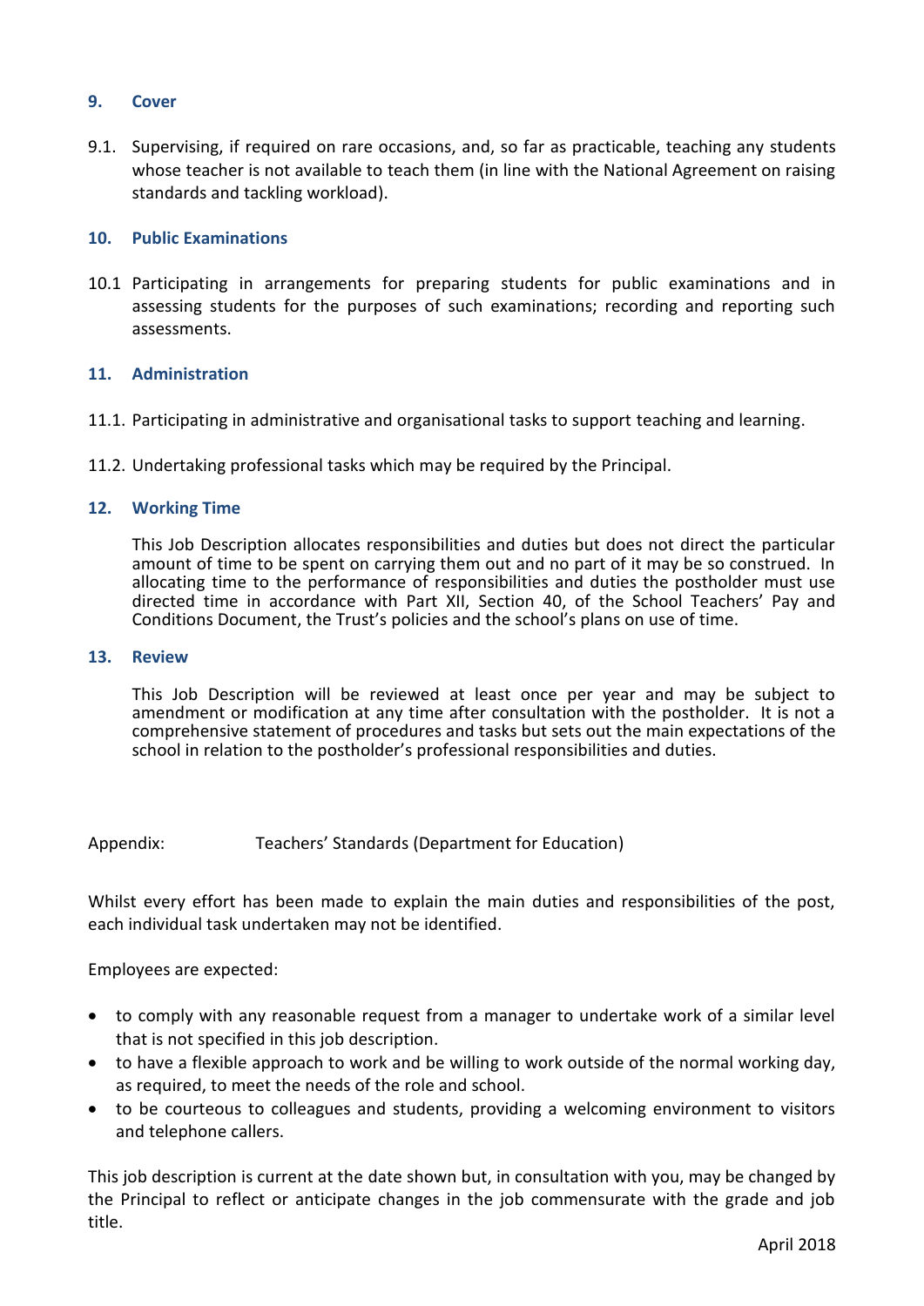## 9. Cover

9.1. Supervising, if required on rare occasions, and, so far as practicable, teaching any students whose teacher is not available to teach them (in line with the National Agreement on raising standards and tackling workload).

## 10. Public Examinations

10.1 Participating in arrangements for preparing students for public examinations and in assessing students for the purposes of such examinations; recording and reporting such assessments.

## 11. Administration

11.1. Participating in administrative and organisational tasks to support teaching and learning.

11.2. Undertaking professional tasks which may be required by the Principal.

## 12. Working Time

This Job Description allocates responsibilities and duties but does not direct the particular amount of time to be spent on carrying them out and no part of it may be so construed. In allocating time to the performance of responsibilities and duties the postholder must use directed time in accordance with Part XII, Section 40, of the School Teachers' Pay and Conditions Document, the Trust's policies and the school's plans on use of time.

## 13. Review

This Job Description will be reviewed at least once per year and may be subject to amendment or modification at any time after consultation with the postholder. It is not a comprehensive statement of procedures and tasks but sets out the main expectations of the school in relation to the postholder's professional responsibilities and duties.

Appendix: Teachers' Standards (Department for Education)

Whilst every effort has been made to explain the main duties and responsibilities of the post, each individual task undertaken may not be identified.

Employees are expected:

- to comply with any reasonable request from a manager to undertake work of a similar level that is not specified in this job description.
- to have a flexible approach to work and be willing to work outside of the normal working day, as required, to meet the needs of the role and school.
- to be courteous to colleagues and students, providing a welcoming environment to visitors and telephone callers.

This job description is current at the date shown but, in consultation with you, may be changed by the Principal to reflect or anticipate changes in the job commensurate with the grade and job title.

April 2018